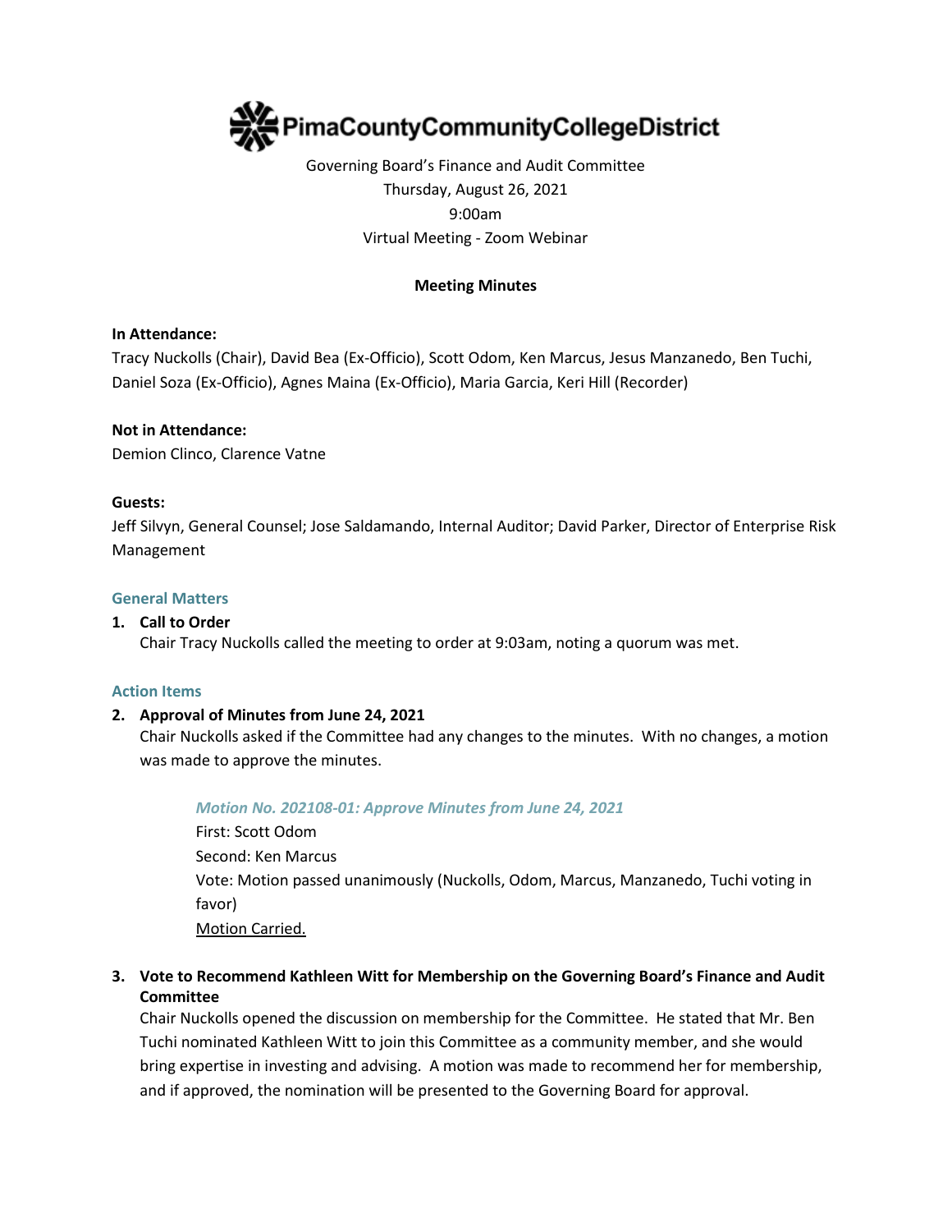# PimaCountyCommunityCollegeDistrict

Governing Board's Finance and Audit Committee
Thursday, August 26, 2021
9:00am
Virtual Meeting - Zoom Webinar

**Meeting Minutes**

**In Attendance:**
Tracy Nuckolls (Chair), David Bea (Ex-Officio), Scott Odom, Ken Marcus, Jesus Manzanedo, Ben Tuchi, Daniel Soza (Ex-Officio), Agnes Maina (Ex-Officio), Maria Garcia, Keri Hill (Recorder)

**Not in Attendance:**
Demion Clinco, Clarence Vatne

**Guests:**
Jeff Silvyn, General Counsel; Jose Saldamando, Internal Auditor; David Parker, Director of Enterprise Risk Management

## General Matters

1. **Call to Order**
   Chair Tracy Nuckolls called the meeting to order at 9:03am, noting a quorum was met.

## Action Items

2. **Approval of Minutes from June 24, 2021**
   Chair Nuckolls asked if the Committee had any changes to the minutes. With no changes, a motion was made to approve the minutes.

   *Motion No. 202108-01: Approve Minutes from June 24, 2021*
   First: Scott Odom
   Second: Ken Marcus
   Vote: Motion passed unanimously (Nuckolls, Odom, Marcus, Manzanedo, Tuchi voting in favor)
   <u>Motion Carried.</u>

3. **Vote to Recommend Kathleen Witt for Membership on the Governing Board's Finance and Audit Committee**
   Chair Nuckolls opened the discussion on membership for the Committee. He stated that Mr. Ben Tuchi nominated Kathleen Witt to join this Committee as a community member, and she would bring expertise in investing and advising. A motion was made to recommend her for membership, and if approved, the nomination will be presented to the Governing Board for approval.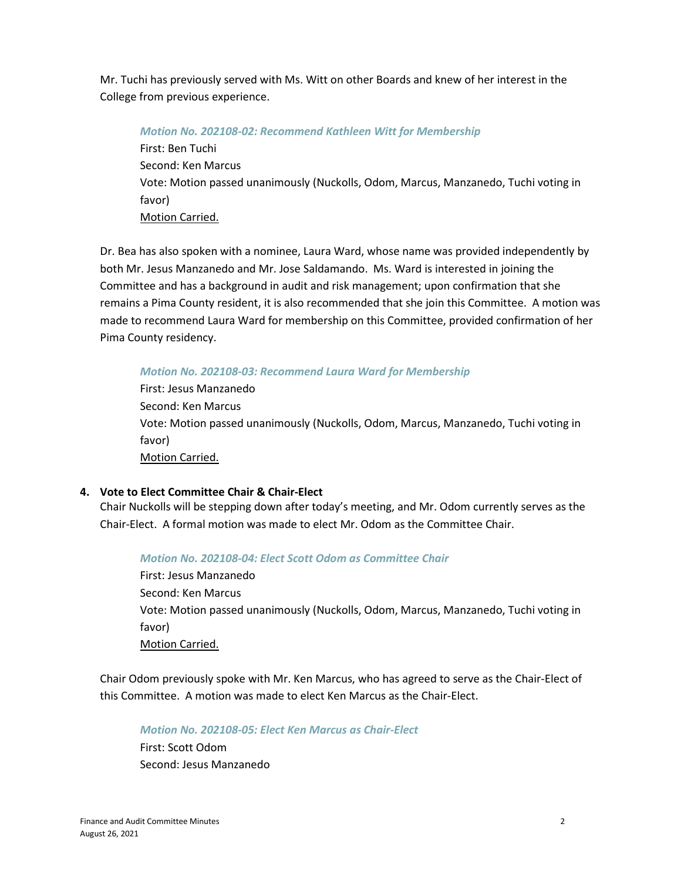Mr. Tuchi has previously served with Ms. Witt on other Boards and knew of her interest in the College from previous experience.

*Motion No. 202108-02: Recommend Kathleen Witt for Membership*
First: Ben Tuchi
Second: Ken Marcus
Vote: Motion passed unanimously (Nuckolls, Odom, Marcus, Manzanedo, Tuchi voting in favor)
Motion Carried.

Dr. Bea has also spoken with a nominee, Laura Ward, whose name was provided independently by both Mr. Jesus Manzanedo and Mr. Jose Saldamando. Ms. Ward is interested in joining the Committee and has a background in audit and risk management; upon confirmation that she remains a Pima County resident, it is also recommended that she join this Committee. A motion was made to recommend Laura Ward for membership on this Committee, provided confirmation of her Pima County residency.

*Motion No. 202108-03: Recommend Laura Ward for Membership*
First: Jesus Manzanedo
Second: Ken Marcus
Vote: Motion passed unanimously (Nuckolls, Odom, Marcus, Manzanedo, Tuchi voting in favor)
Motion Carried.

**4. Vote to Elect Committee Chair & Chair-Elect**

Chair Nuckolls will be stepping down after today's meeting, and Mr. Odom currently serves as the Chair-Elect. A formal motion was made to elect Mr. Odom as the Committee Chair.

*Motion No. 202108-04: Elect Scott Odom as Committee Chair*
First: Jesus Manzanedo
Second: Ken Marcus
Vote: Motion passed unanimously (Nuckolls, Odom, Marcus, Manzanedo, Tuchi voting in favor)
Motion Carried.

Chair Odom previously spoke with Mr. Ken Marcus, who has agreed to serve as the Chair-Elect of this Committee. A motion was made to elect Ken Marcus as the Chair-Elect.

*Motion No. 202108-05: Elect Ken Marcus as Chair-Elect*
First: Scott Odom
Second: Jesus Manzanedo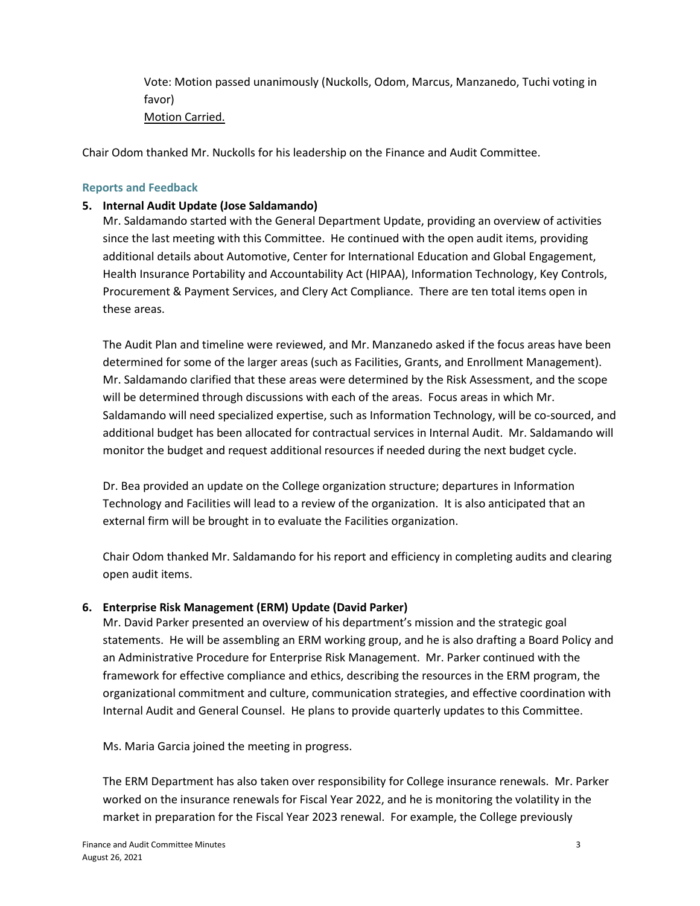Vote: Motion passed unanimously (Nuckolls, Odom, Marcus, Manzanedo, Tuchi voting in favor)
Motion Carried.

Chair Odom thanked Mr. Nuckolls for his leadership on the Finance and Audit Committee.

### Reports and Feedback

**5. Internal Audit Update (Jose Saldamando)**

Mr. Saldamando started with the General Department Update, providing an overview of activities since the last meeting with this Committee. He continued with the open audit items, providing additional details about Automotive, Center for International Education and Global Engagement, Health Insurance Portability and Accountability Act (HIPAA), Information Technology, Key Controls, Procurement & Payment Services, and Clery Act Compliance. There are ten total items open in these areas.

The Audit Plan and timeline were reviewed, and Mr. Manzanedo asked if the focus areas have been determined for some of the larger areas (such as Facilities, Grants, and Enrollment Management). Mr. Saldamando clarified that these areas were determined by the Risk Assessment, and the scope will be determined through discussions with each of the areas. Focus areas in which Mr. Saldamando will need specialized expertise, such as Information Technology, will be co-sourced, and additional budget has been allocated for contractual services in Internal Audit. Mr. Saldamando will monitor the budget and request additional resources if needed during the next budget cycle.

Dr. Bea provided an update on the College organization structure; departures in Information Technology and Facilities will lead to a review of the organization. It is also anticipated that an external firm will be brought in to evaluate the Facilities organization.

Chair Odom thanked Mr. Saldamando for his report and efficiency in completing audits and clearing open audit items.

**6. Enterprise Risk Management (ERM) Update (David Parker)**

Mr. David Parker presented an overview of his department's mission and the strategic goal statements. He will be assembling an ERM working group, and he is also drafting a Board Policy and an Administrative Procedure for Enterprise Risk Management. Mr. Parker continued with the framework for effective compliance and ethics, describing the resources in the ERM program, the organizational commitment and culture, communication strategies, and effective coordination with Internal Audit and General Counsel. He plans to provide quarterly updates to this Committee.

Ms. Maria Garcia joined the meeting in progress.

The ERM Department has also taken over responsibility for College insurance renewals. Mr. Parker worked on the insurance renewals for Fiscal Year 2022, and he is monitoring the volatility in the market in preparation for the Fiscal Year 2023 renewal. For example, the College previously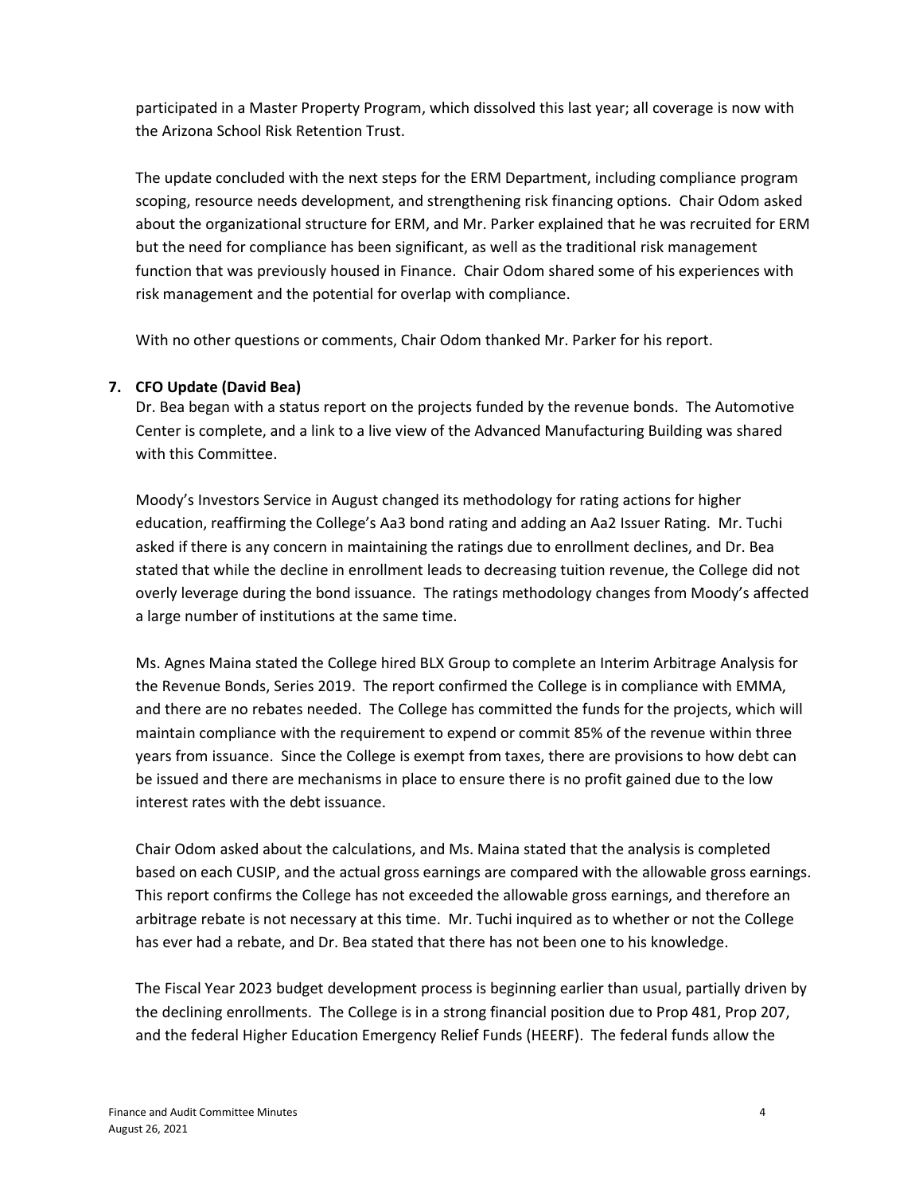participated in a Master Property Program, which dissolved this last year; all coverage is now with the Arizona School Risk Retention Trust.

The update concluded with the next steps for the ERM Department, including compliance program scoping, resource needs development, and strengthening risk financing options. Chair Odom asked about the organizational structure for ERM, and Mr. Parker explained that he was recruited for ERM but the need for compliance has been significant, as well as the traditional risk management function that was previously housed in Finance. Chair Odom shared some of his experiences with risk management and the potential for overlap with compliance.

With no other questions or comments, Chair Odom thanked Mr. Parker for his report.

**7. CFO Update (David Bea)**

Dr. Bea began with a status report on the projects funded by the revenue bonds. The Automotive Center is complete, and a link to a live view of the Advanced Manufacturing Building was shared with this Committee.

Moody's Investors Service in August changed its methodology for rating actions for higher education, reaffirming the College's Aa3 bond rating and adding an Aa2 Issuer Rating. Mr. Tuchi asked if there is any concern in maintaining the ratings due to enrollment declines, and Dr. Bea stated that while the decline in enrollment leads to decreasing tuition revenue, the College did not overly leverage during the bond issuance. The ratings methodology changes from Moody's affected a large number of institutions at the same time.

Ms. Agnes Maina stated the College hired BLX Group to complete an Interim Arbitrage Analysis for the Revenue Bonds, Series 2019. The report confirmed the College is in compliance with EMMA, and there are no rebates needed. The College has committed the funds for the projects, which will maintain compliance with the requirement to expend or commit 85% of the revenue within three years from issuance. Since the College is exempt from taxes, there are provisions to how debt can be issued and there are mechanisms in place to ensure there is no profit gained due to the low interest rates with the debt issuance.

Chair Odom asked about the calculations, and Ms. Maina stated that the analysis is completed based on each CUSIP, and the actual gross earnings are compared with the allowable gross earnings. This report confirms the College has not exceeded the allowable gross earnings, and therefore an arbitrage rebate is not necessary at this time. Mr. Tuchi inquired as to whether or not the College has ever had a rebate, and Dr. Bea stated that there has not been one to his knowledge.

The Fiscal Year 2023 budget development process is beginning earlier than usual, partially driven by the declining enrollments. The College is in a strong financial position due to Prop 481, Prop 207, and the federal Higher Education Emergency Relief Funds (HEERF). The federal funds allow the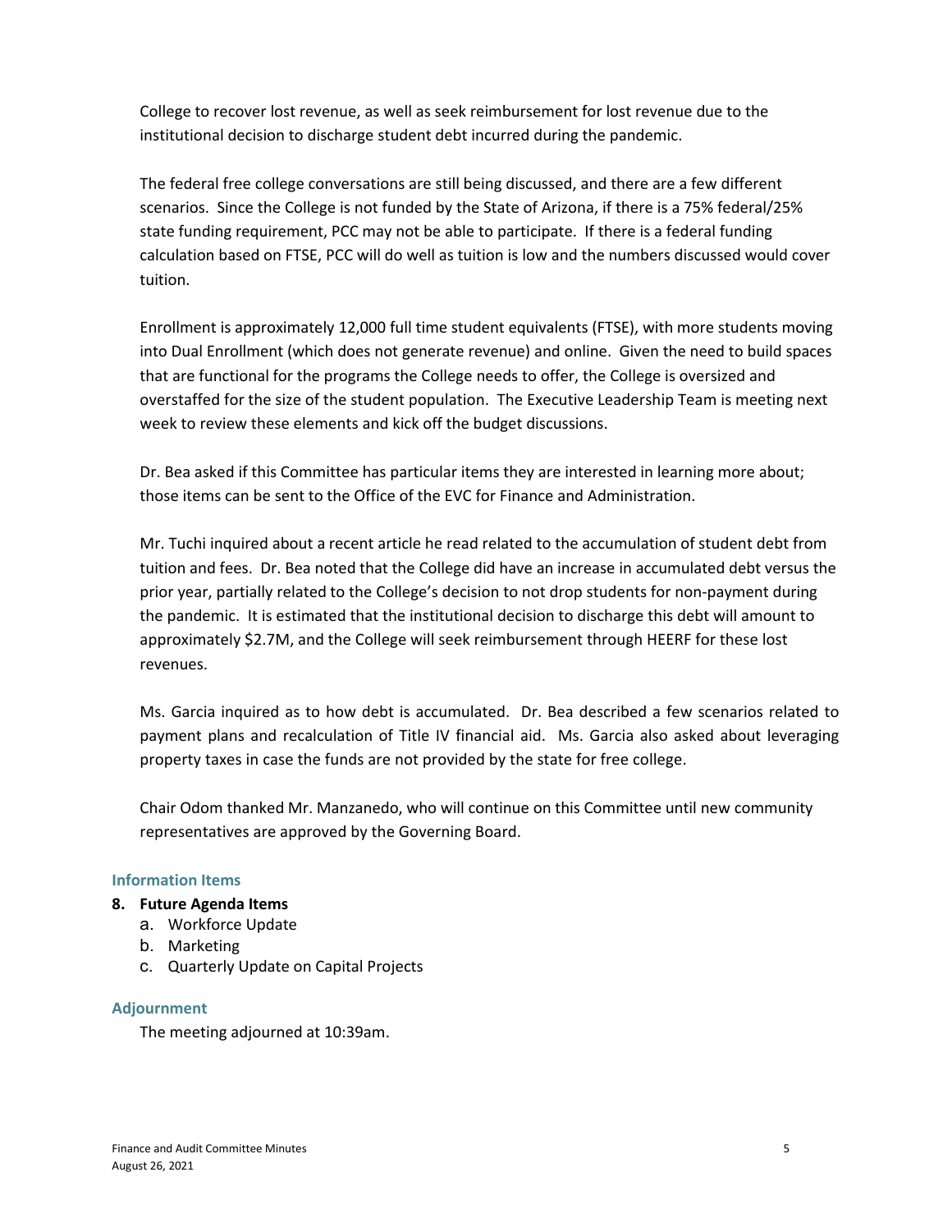College to recover lost revenue, as well as seek reimbursement for lost revenue due to the institutional decision to discharge student debt incurred during the pandemic.

The federal free college conversations are still being discussed, and there are a few different scenarios. Since the College is not funded by the State of Arizona, if there is a 75% federal/25% state funding requirement, PCC may not be able to participate. If there is a federal funding calculation based on FTSE, PCC will do well as tuition is low and the numbers discussed would cover tuition.

Enrollment is approximately 12,000 full time student equivalents (FTSE), with more students moving into Dual Enrollment (which does not generate revenue) and online. Given the need to build spaces that are functional for the programs the College needs to offer, the College is oversized and overstaffed for the size of the student population. The Executive Leadership Team is meeting next week to review these elements and kick off the budget discussions.

Dr. Bea asked if this Committee has particular items they are interested in learning more about; those items can be sent to the Office of the EVC for Finance and Administration.

Mr. Tuchi inquired about a recent article he read related to the accumulation of student debt from tuition and fees. Dr. Bea noted that the College did have an increase in accumulated debt versus the prior year, partially related to the College's decision to not drop students for non-payment during the pandemic. It is estimated that the institutional decision to discharge this debt will amount to approximately $2.7M, and the College will seek reimbursement through HEERF for these lost revenues.

Ms. Garcia inquired as to how debt is accumulated. Dr. Bea described a few scenarios related to payment plans and recalculation of Title IV financial aid. Ms. Garcia also asked about leveraging property taxes in case the funds are not provided by the state for free college.

Chair Odom thanked Mr. Manzanedo, who will continue on this Committee until new community representatives are approved by the Governing Board.

## Information Items

**8. Future Agenda Items**

a. Workforce Update
b. Marketing
c. Quarterly Update on Capital Projects

## Adjournment

The meeting adjourned at 10:39am.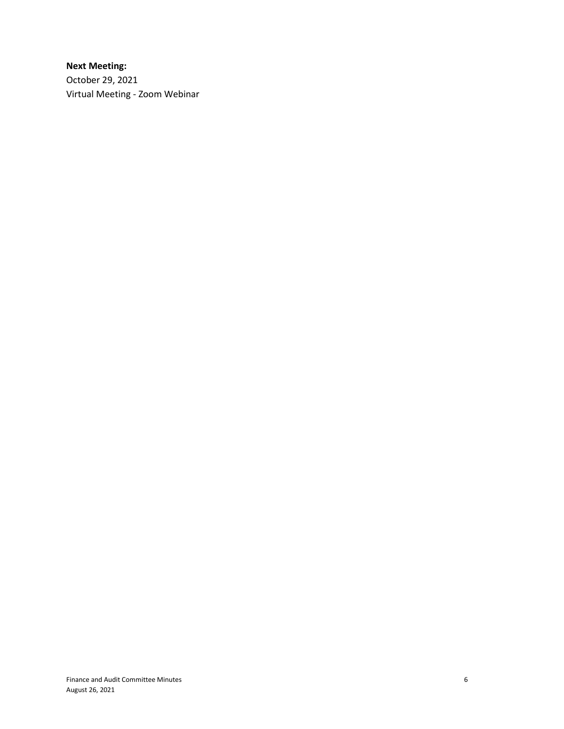**Next Meeting:**

October 29, 2021

Virtual Meeting - Zoom Webinar